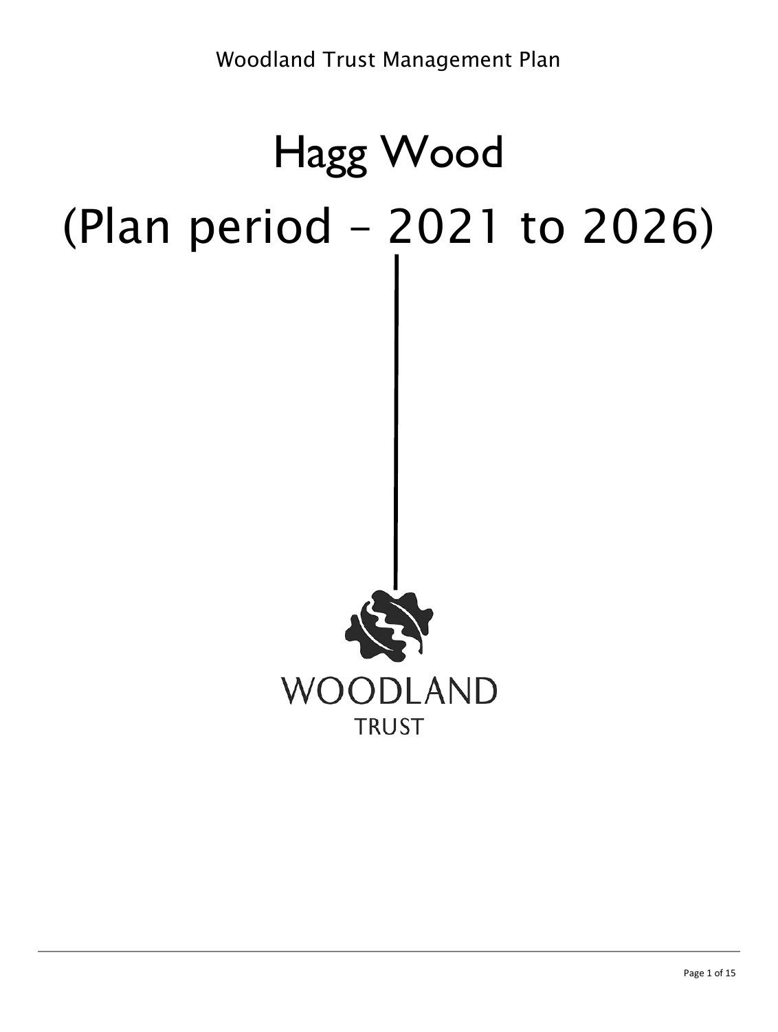Woodland Trust Management Plan

# Hagg Wood

# (Plan period – 2021 to 2026)

WOODLAND

TRUST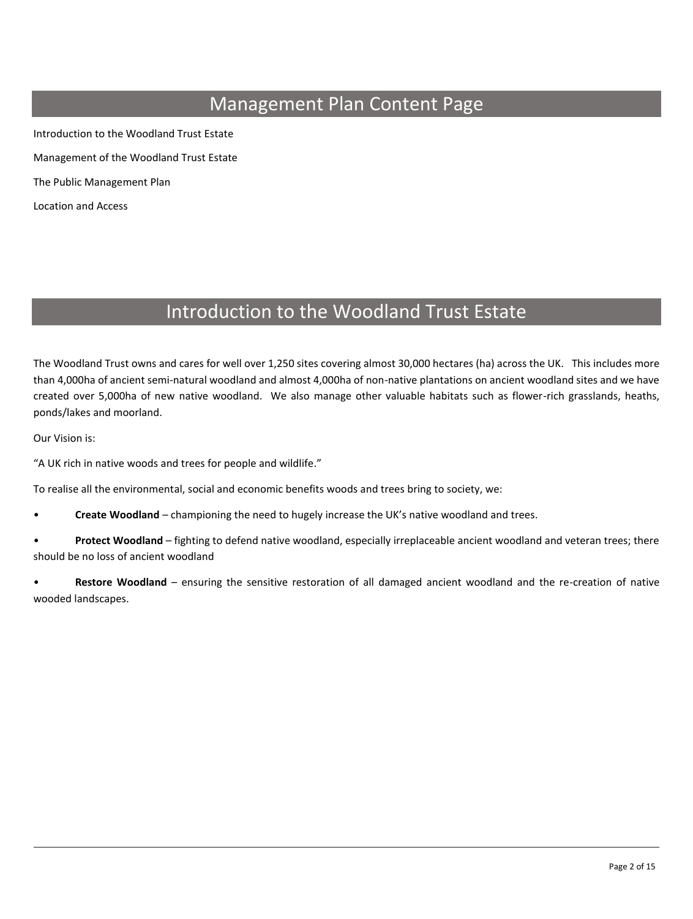# Management Plan Content Page

Introduction to the Woodland Trust Estate

Management of the Woodland Trust Estate

The Public Management Plan

Location and Access

# Introduction to the Woodland Trust Estate

The Woodland Trust owns and cares for well over 1,250 sites covering almost 30,000 hectares (ha) across the UK. This includes more than 4,000ha of ancient semi-natural woodland and almost 4,000ha of non-native plantations on ancient woodland sites and we have created over 5,000ha of new native woodland. We also manage other valuable habitats such as flower-rich grasslands, heaths, ponds/lakes and moorland.

Our Vision is:

"A UK rich in native woods and trees for people and wildlife."

To realise all the environmental, social and economic benefits woods and trees bring to society, we:

- **Create Woodland** – championing the need to hugely increase the UK's native woodland and trees.
- **Protect Woodland** – fighting to defend native woodland, especially irreplaceable ancient woodland and veteran trees; there should be no loss of ancient woodland
- **Restore Woodland** – ensuring the sensitive restoration of all damaged ancient woodland and the re-creation of native wooded landscapes.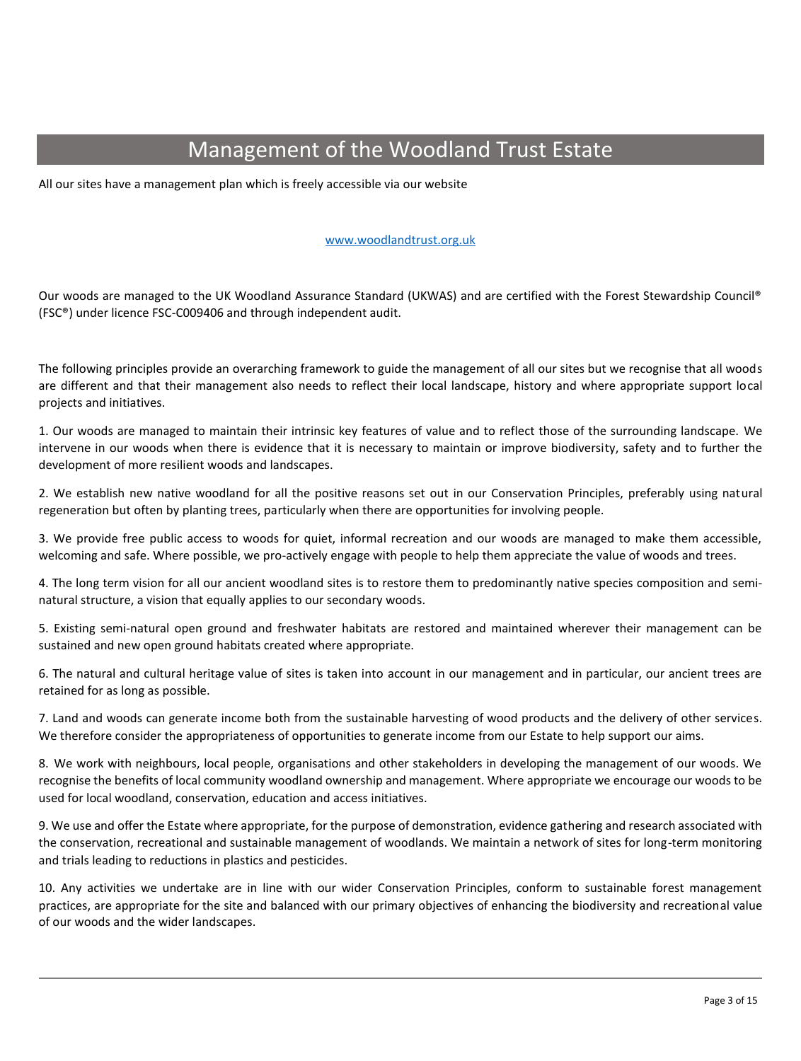# Management of the Woodland Trust Estate

All our sites have a management plan which is freely accessible via our website

[www.woodlandtrust.org.uk](http://www.woodlandtrust.org.uk)

Our woods are managed to the UK Woodland Assurance Standard (UKWAS) and are certified with the Forest Stewardship Council® (FSC®) under licence FSC-C009406 and through independent audit.

The following principles provide an overarching framework to guide the management of all our sites but we recognise that all woods are different and that their management also needs to reflect their local landscape, history and where appropriate support local projects and initiatives.

1. Our woods are managed to maintain their intrinsic key features of value and to reflect those of the surrounding landscape. We intervene in our woods when there is evidence that it is necessary to maintain or improve biodiversity, safety and to further the development of more resilient woods and landscapes.

2. We establish new native woodland for all the positive reasons set out in our Conservation Principles, preferably using natural regeneration but often by planting trees, particularly when there are opportunities for involving people.

3. We provide free public access to woods for quiet, informal recreation and our woods are managed to make them accessible, welcoming and safe. Where possible, we pro-actively engage with people to help them appreciate the value of woods and trees.

4. The long term vision for all our ancient woodland sites is to restore them to predominantly native species composition and semi-natural structure, a vision that equally applies to our secondary woods.

5. Existing semi-natural open ground and freshwater habitats are restored and maintained wherever their management can be sustained and new open ground habitats created where appropriate.

6. The natural and cultural heritage value of sites is taken into account in our management and in particular, our ancient trees are retained for as long as possible.

7. Land and woods can generate income both from the sustainable harvesting of wood products and the delivery of other services. We therefore consider the appropriateness of opportunities to generate income from our Estate to help support our aims.

8. We work with neighbours, local people, organisations and other stakeholders in developing the management of our woods. We recognise the benefits of local community woodland ownership and management. Where appropriate we encourage our woods to be used for local woodland, conservation, education and access initiatives.

9. We use and offer the Estate where appropriate, for the purpose of demonstration, evidence gathering and research associated with the conservation, recreational and sustainable management of woodlands. We maintain a network of sites for long-term monitoring and trials leading to reductions in plastics and pesticides.

10. Any activities we undertake are in line with our wider Conservation Principles, conform to sustainable forest management practices, are appropriate for the site and balanced with our primary objectives of enhancing the biodiversity and recreational value of our woods and the wider landscapes.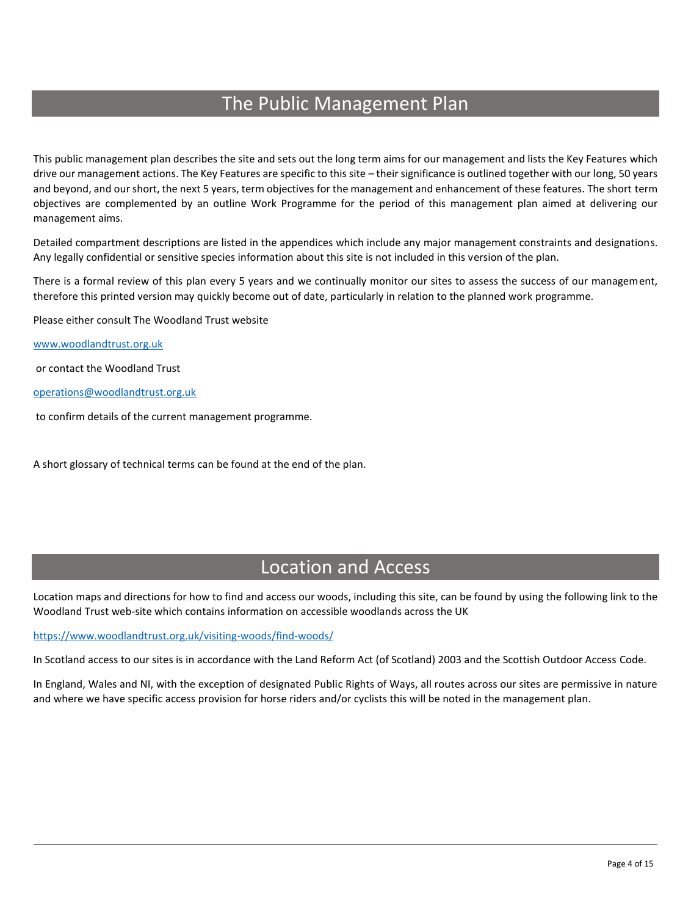# The Public Management Plan

This public management plan describes the site and sets out the long term aims for our management and lists the Key Features which drive our management actions. The Key Features are specific to this site – their significance is outlined together with our long, 50 years and beyond, and our short, the next 5 years, term objectives for the management and enhancement of these features. The short term objectives are complemented by an outline Work Programme for the period of this management plan aimed at delivering our management aims.

Detailed compartment descriptions are listed in the appendices which include any major management constraints and designations. Any legally confidential or sensitive species information about this site is not included in this version of the plan.

There is a formal review of this plan every 5 years and we continually monitor our sites to assess the success of our management, therefore this printed version may quickly become out of date, particularly in relation to the planned work programme.

Please either consult The Woodland Trust website

[www.woodlandtrust.org.uk](http://www.woodlandtrust.org.uk)

or contact the Woodland Trust

[operations@woodlandtrust.org.uk](mailto:operations@woodlandtrust.org.uk)

to confirm details of the current management programme.

A short glossary of technical terms can be found at the end of the plan.

# Location and Access

Location maps and directions for how to find and access our woods, including this site, can be found by using the following link to the Woodland Trust web-site which contains information on accessible woodlands across the UK

[https://www.woodlandtrust.org.uk/visiting-woods/find-woods/](https://www.woodlandtrust.org.uk/visiting-woods/find-woods/)

In Scotland access to our sites is in accordance with the Land Reform Act (of Scotland) 2003 and the Scottish Outdoor Access Code.

In England, Wales and NI, with the exception of designated Public Rights of Ways, all routes across our sites are permissive in nature and where we have specific access provision for horse riders and/or cyclists this will be noted in the management plan.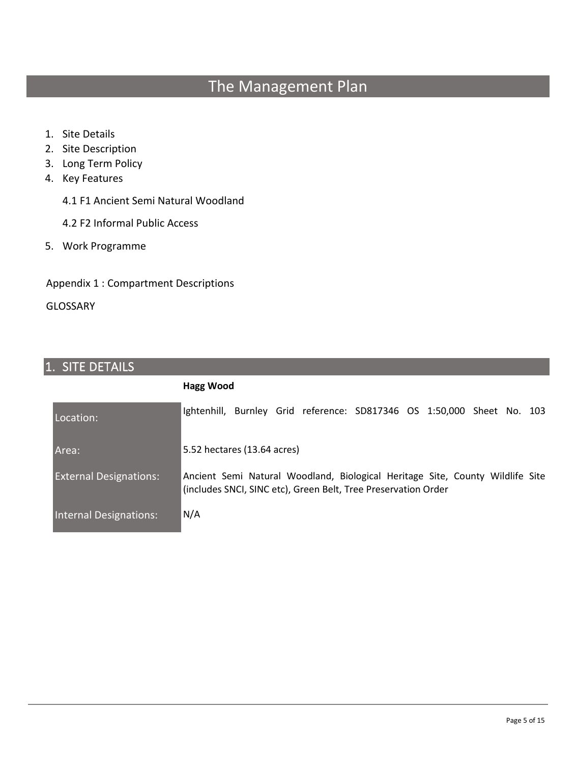# The Management Plan

1. Site Details
2. Site Description
3. Long Term Policy
4. Key Features

    4.1 F1 Ancient Semi Natural Woodland

    4.2 F2 Informal Public Access

5. Work Programme

Appendix 1 : Compartment Descriptions

GLOSSARY

## 1. SITE DETAILS

| | **Hagg Wood** |
|---|---|
| Location: | Ightenhill, Burnley Grid reference: SD817346 OS 1:50,000 Sheet No. 103 |
| Area: | 5.52 hectares (13.64 acres) |
| External Designations: | Ancient Semi Natural Woodland, Biological Heritage Site, County Wildlife Site (includes SNCI, SINC etc), Green Belt, Tree Preservation Order |
| Internal Designations: | N/A |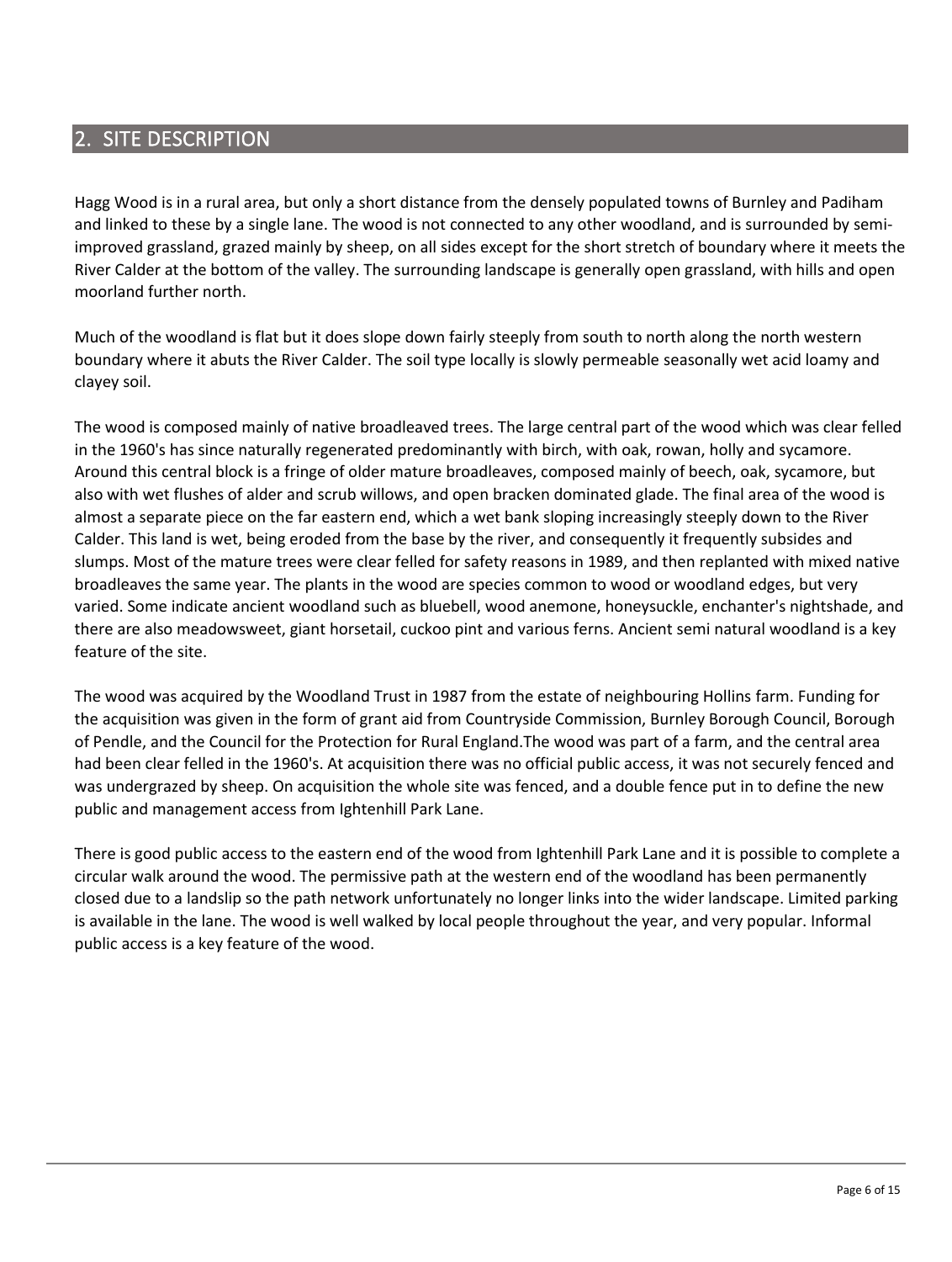## 2. SITE DESCRIPTION

Hagg Wood is in a rural area, but only a short distance from the densely populated towns of Burnley and Padiham and linked to these by a single lane. The wood is not connected to any other woodland, and is surrounded by semi-improved grassland, grazed mainly by sheep, on all sides except for the short stretch of boundary where it meets the River Calder at the bottom of the valley. The surrounding landscape is generally open grassland, with hills and open moorland further north.

Much of the woodland is flat but it does slope down fairly steeply from south to north along the north western boundary where it abuts the River Calder. The soil type locally is slowly permeable seasonally wet acid loamy and clayey soil.

The wood is composed mainly of native broadleaved trees. The large central part of the wood which was clear felled in the 1960's has since naturally regenerated predominantly with birch, with oak, rowan, holly and sycamore. Around this central block is a fringe of older mature broadleaves, composed mainly of beech, oak, sycamore, but also with wet flushes of alder and scrub willows, and open bracken dominated glade. The final area of the wood is almost a separate piece on the far eastern end, which a wet bank sloping increasingly steeply down to the River Calder. This land is wet, being eroded from the base by the river, and consequently it frequently subsides and slumps. Most of the mature trees were clear felled for safety reasons in 1989, and then replanted with mixed native broadleaves the same year. The plants in the wood are species common to wood or woodland edges, but very varied. Some indicate ancient woodland such as bluebell, wood anemone, honeysuckle, enchanter's nightshade, and there are also meadowsweet, giant horsetail, cuckoo pint and various ferns. Ancient semi natural woodland is a key feature of the site.

The wood was acquired by the Woodland Trust in 1987 from the estate of neighbouring Hollins farm. Funding for the acquisition was given in the form of grant aid from Countryside Commission, Burnley Borough Council, Borough of Pendle, and the Council for the Protection for Rural England.The wood was part of a farm, and the central area had been clear felled in the 1960's. At acquisition there was no official public access, it was not securely fenced and was undergrazed by sheep. On acquisition the whole site was fenced, and a double fence put in to define the new public and management access from Ightenhill Park Lane.

There is good public access to the eastern end of the wood from Ightenhill Park Lane and it is possible to complete a circular walk around the wood. The permissive path at the western end of the woodland has been permanently closed due to a landslip so the path network unfortunately no longer links into the wider landscape. Limited parking is available in the lane. The wood is well walked by local people throughout the year, and very popular. Informal public access is a key feature of the wood.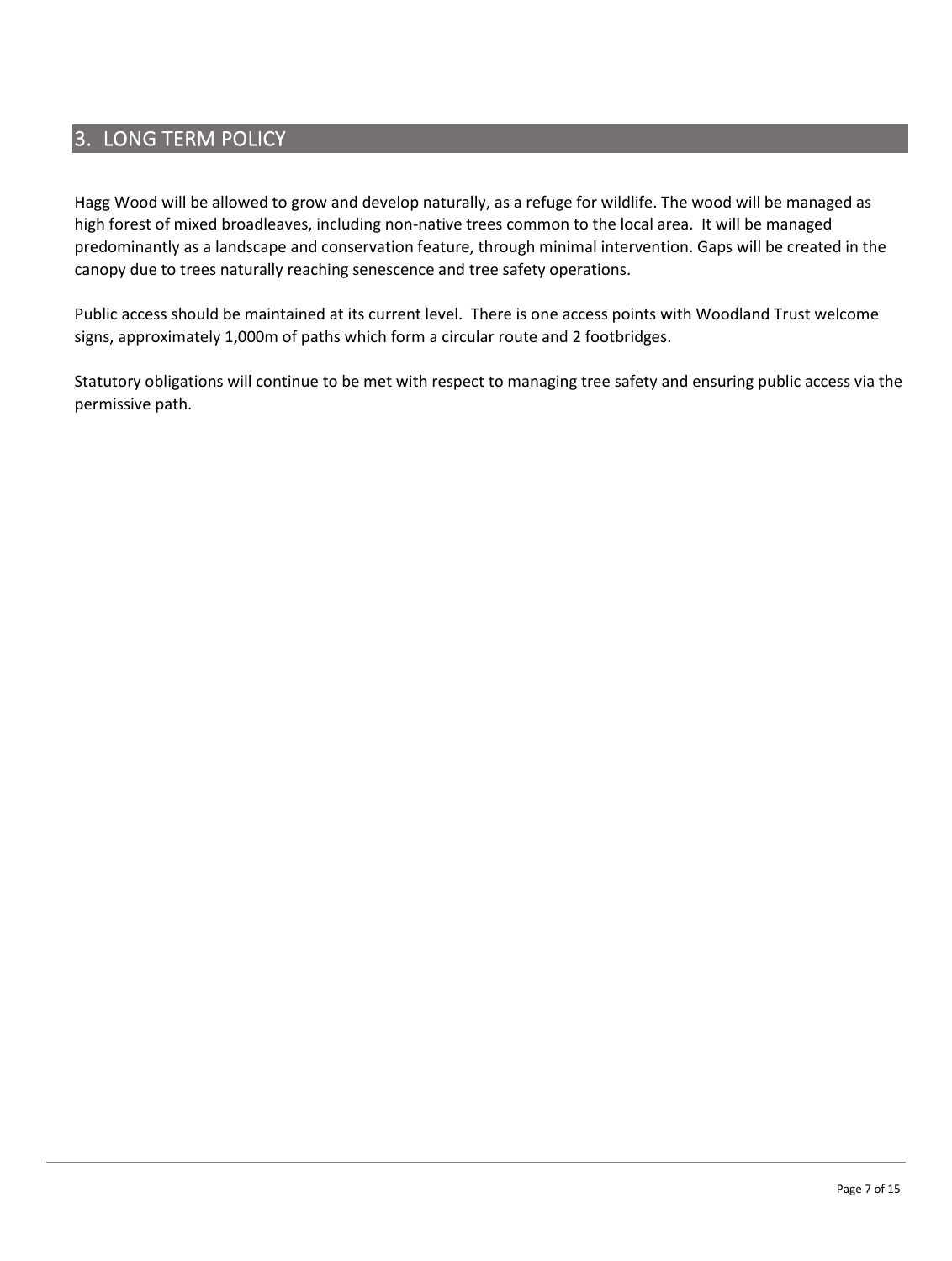# 3. LONG TERM POLICY

Hagg Wood will be allowed to grow and develop naturally, as a refuge for wildlife. The wood will be managed as high forest of mixed broadleaves, including non-native trees common to the local area. It will be managed predominantly as a landscape and conservation feature, through minimal intervention. Gaps will be created in the canopy due to trees naturally reaching senescence and tree safety operations.

Public access should be maintained at its current level. There is one access points with Woodland Trust welcome signs, approximately 1,000m of paths which form a circular route and 2 footbridges.

Statutory obligations will continue to be met with respect to managing tree safety and ensuring public access via the permissive path.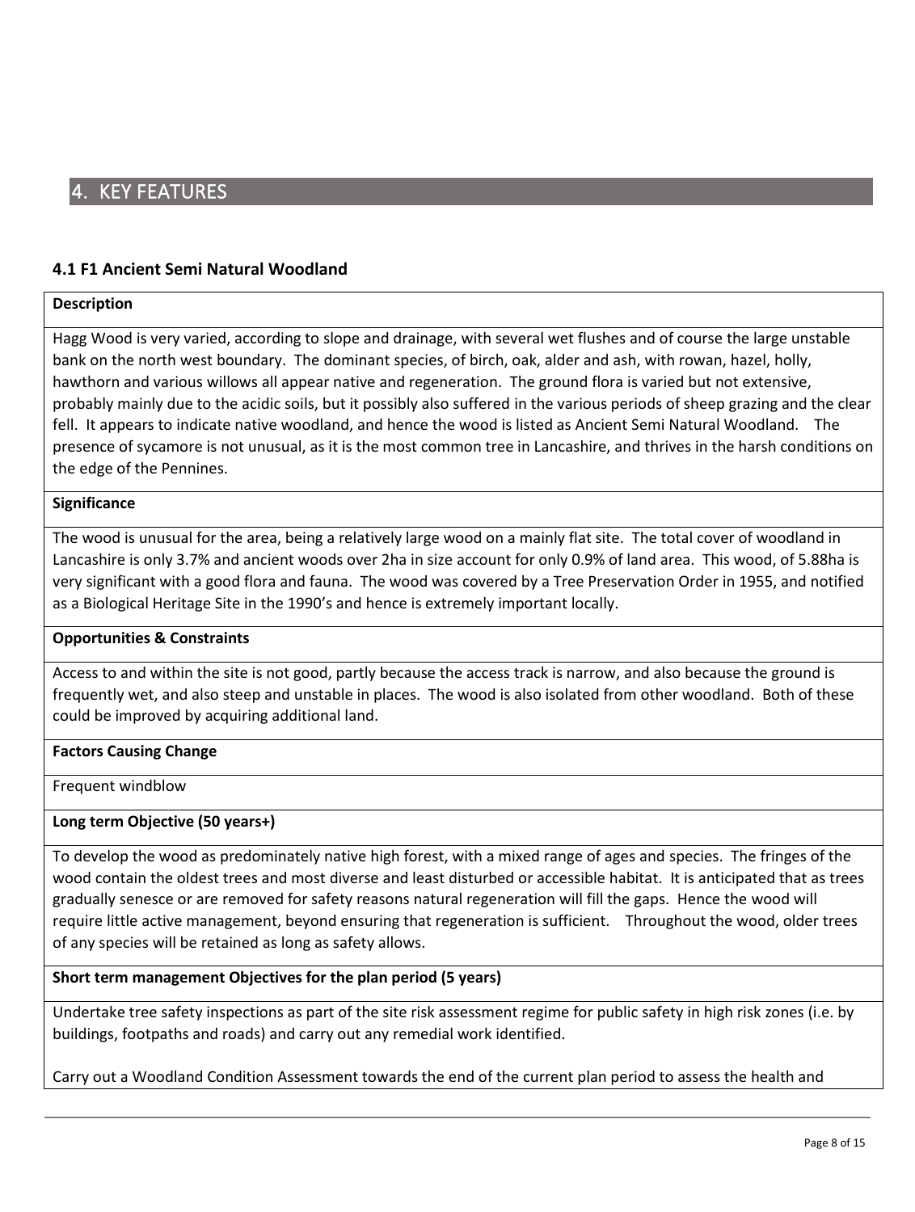## 4. KEY FEATURES

### 4.1 F1 Ancient Semi Natural Woodland

**Description**

Hagg Wood is very varied, according to slope and drainage, with several wet flushes and of course the large unstable bank on the north west boundary. The dominant species, of birch, oak, alder and ash, with rowan, hazel, holly, hawthorn and various willows all appear native and regeneration. The ground flora is varied but not extensive, probably mainly due to the acidic soils, but it possibly also suffered in the various periods of sheep grazing and the clear fell. It appears to indicate native woodland, and hence the wood is listed as Ancient Semi Natural Woodland. The presence of sycamore is not unusual, as it is the most common tree in Lancashire, and thrives in the harsh conditions on the edge of the Pennines.

**Significance**

The wood is unusual for the area, being a relatively large wood on a mainly flat site. The total cover of woodland in Lancashire is only 3.7% and ancient woods over 2ha in size account for only 0.9% of land area. This wood, of 5.88ha is very significant with a good flora and fauna. The wood was covered by a Tree Preservation Order in 1955, and notified as a Biological Heritage Site in the 1990's and hence is extremely important locally.

**Opportunities & Constraints**

Access to and within the site is not good, partly because the access track is narrow, and also because the ground is frequently wet, and also steep and unstable in places. The wood is also isolated from other woodland. Both of these could be improved by acquiring additional land.

**Factors Causing Change**

Frequent windblow

**Long term Objective (50 years+)**

To develop the wood as predominately native high forest, with a mixed range of ages and species. The fringes of the wood contain the oldest trees and most diverse and least disturbed or accessible habitat. It is anticipated that as trees gradually senesce or are removed for safety reasons natural regeneration will fill the gaps. Hence the wood will require little active management, beyond ensuring that regeneration is sufficient. Throughout the wood, older trees of any species will be retained as long as safety allows.

**Short term management Objectives for the plan period (5 years)**

Undertake tree safety inspections as part of the site risk assessment regime for public safety in high risk zones (i.e. by buildings, footpaths and roads) and carry out any remedial work identified.

Carry out a Woodland Condition Assessment towards the end of the current plan period to assess the health and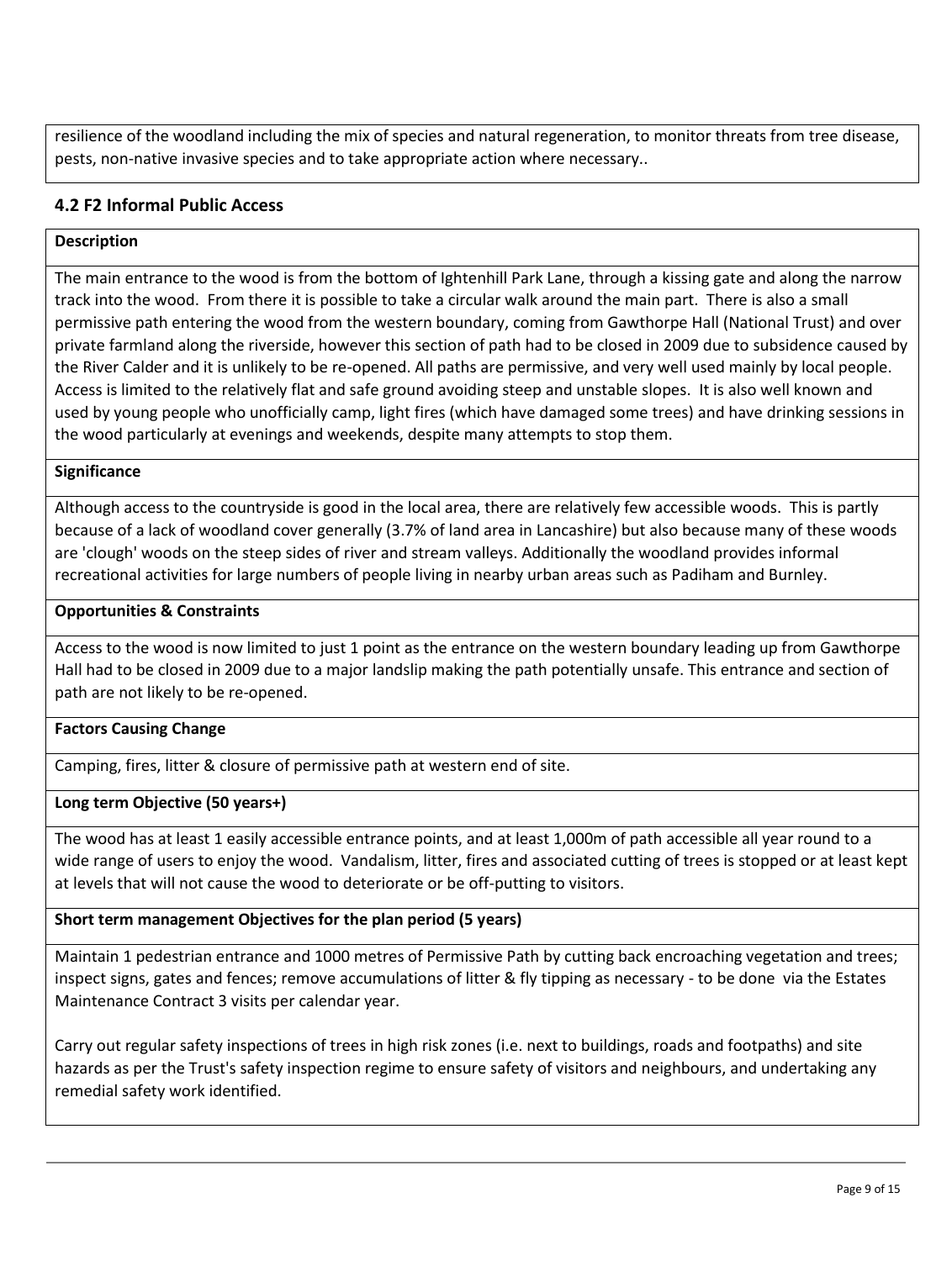resilience of the woodland including the mix of species and natural regeneration, to monitor threats from tree disease, pests, non-native invasive species and to take appropriate action where necessary..

### 4.2 F2 Informal Public Access

**Description**

The main entrance to the wood is from the bottom of Ightenhill Park Lane, through a kissing gate and along the narrow track into the wood. From there it is possible to take a circular walk around the main part. There is also a small permissive path entering the wood from the western boundary, coming from Gawthorpe Hall (National Trust) and over private farmland along the riverside, however this section of path had to be closed in 2009 due to subsidence caused by the River Calder and it is unlikely to be re-opened. All paths are permissive, and very well used mainly by local people. Access is limited to the relatively flat and safe ground avoiding steep and unstable slopes. It is also well known and used by young people who unofficially camp, light fires (which have damaged some trees) and have drinking sessions in the wood particularly at evenings and weekends, despite many attempts to stop them.

**Significance**

Although access to the countryside is good in the local area, there are relatively few accessible woods. This is partly because of a lack of woodland cover generally (3.7% of land area in Lancashire) but also because many of these woods are 'clough' woods on the steep sides of river and stream valleys. Additionally the woodland provides informal recreational activities for large numbers of people living in nearby urban areas such as Padiham and Burnley.

**Opportunities & Constraints**

Access to the wood is now limited to just 1 point as the entrance on the western boundary leading up from Gawthorpe Hall had to be closed in 2009 due to a major landslip making the path potentially unsafe. This entrance and section of path are not likely to be re-opened.

**Factors Causing Change**

Camping, fires, litter & closure of permissive path at western end of site.

**Long term Objective (50 years+)**

The wood has at least 1 easily accessible entrance points, and at least 1,000m of path accessible all year round to a wide range of users to enjoy the wood. Vandalism, litter, fires and associated cutting of trees is stopped or at least kept at levels that will not cause the wood to deteriorate or be off-putting to visitors.

**Short term management Objectives for the plan period (5 years)**

Maintain 1 pedestrian entrance and 1000 metres of Permissive Path by cutting back encroaching vegetation and trees; inspect signs, gates and fences; remove accumulations of litter & fly tipping as necessary - to be done via the Estates Maintenance Contract 3 visits per calendar year.

Carry out regular safety inspections of trees in high risk zones (i.e. next to buildings, roads and footpaths) and site hazards as per the Trust's safety inspection regime to ensure safety of visitors and neighbours, and undertaking any remedial safety work identified.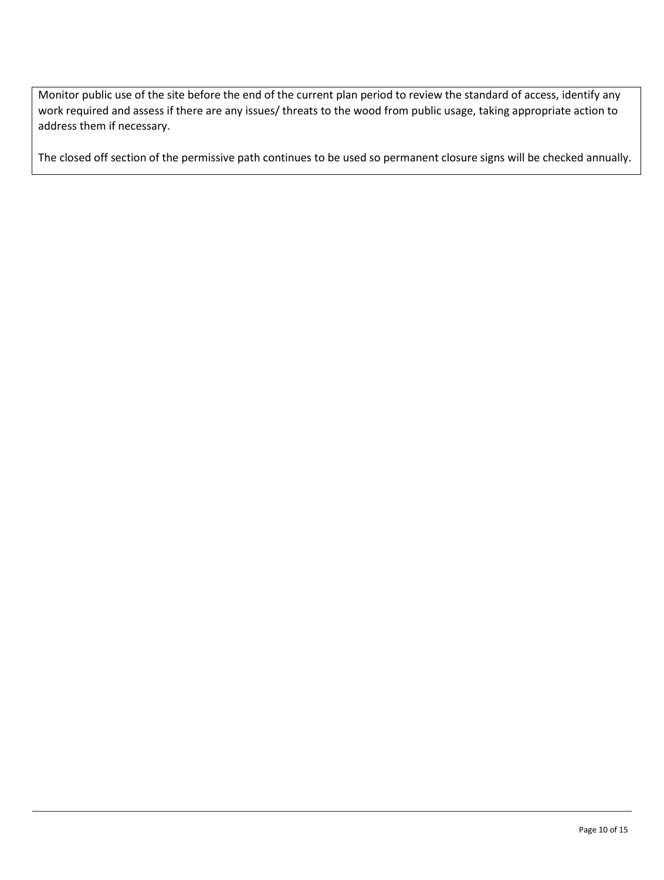Monitor public use of the site before the end of the current plan period to review the standard of access, identify any work required and assess if there are any issues/ threats to the wood from public usage, taking appropriate action to address them if necessary.

The closed off section of the permissive path continues to be used so permanent closure signs will be checked annually.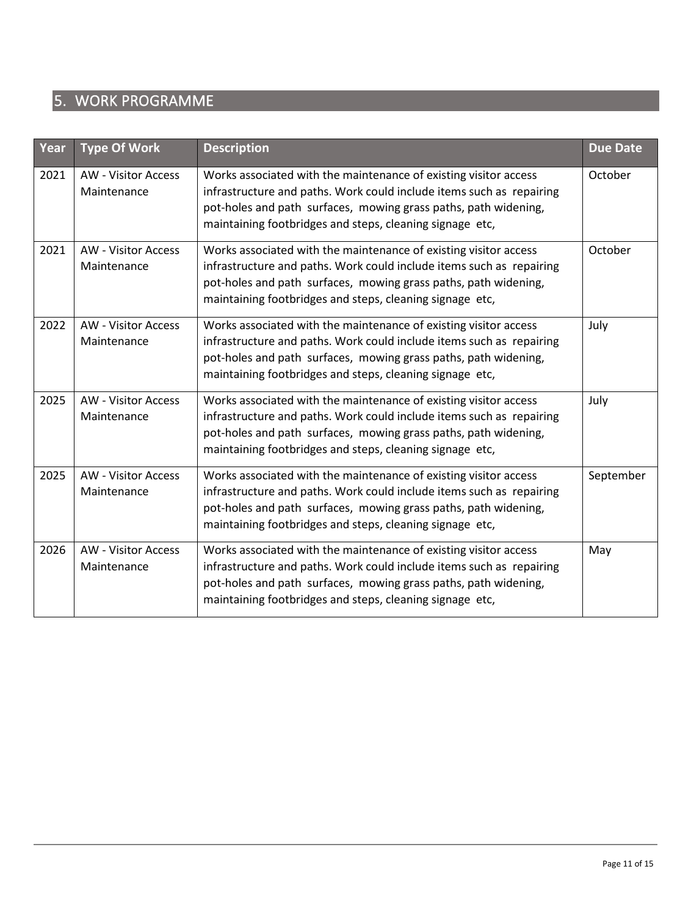## 5. WORK PROGRAMME

| Year | Type Of Work | Description | Due Date |
|---|---|---|---|
| 2021 | AW - Visitor Access Maintenance | Works associated with the maintenance of existing visitor access infrastructure and paths. Work could include items such as repairing pot-holes and path surfaces, mowing grass paths, path widening, maintaining footbridges and steps, cleaning signage etc, | October |
| 2021 | AW - Visitor Access Maintenance | Works associated with the maintenance of existing visitor access infrastructure and paths. Work could include items such as repairing pot-holes and path surfaces, mowing grass paths, path widening, maintaining footbridges and steps, cleaning signage etc, | October |
| 2022 | AW - Visitor Access Maintenance | Works associated with the maintenance of existing visitor access infrastructure and paths. Work could include items such as repairing pot-holes and path surfaces, mowing grass paths, path widening, maintaining footbridges and steps, cleaning signage etc, | July |
| 2025 | AW - Visitor Access Maintenance | Works associated with the maintenance of existing visitor access infrastructure and paths. Work could include items such as repairing pot-holes and path surfaces, mowing grass paths, path widening, maintaining footbridges and steps, cleaning signage etc, | July |
| 2025 | AW - Visitor Access Maintenance | Works associated with the maintenance of existing visitor access infrastructure and paths. Work could include items such as repairing pot-holes and path surfaces, mowing grass paths, path widening, maintaining footbridges and steps, cleaning signage etc, | September |
| 2026 | AW - Visitor Access Maintenance | Works associated with the maintenance of existing visitor access infrastructure and paths. Work could include items such as repairing pot-holes and path surfaces, mowing grass paths, path widening, maintaining footbridges and steps, cleaning signage etc, | May |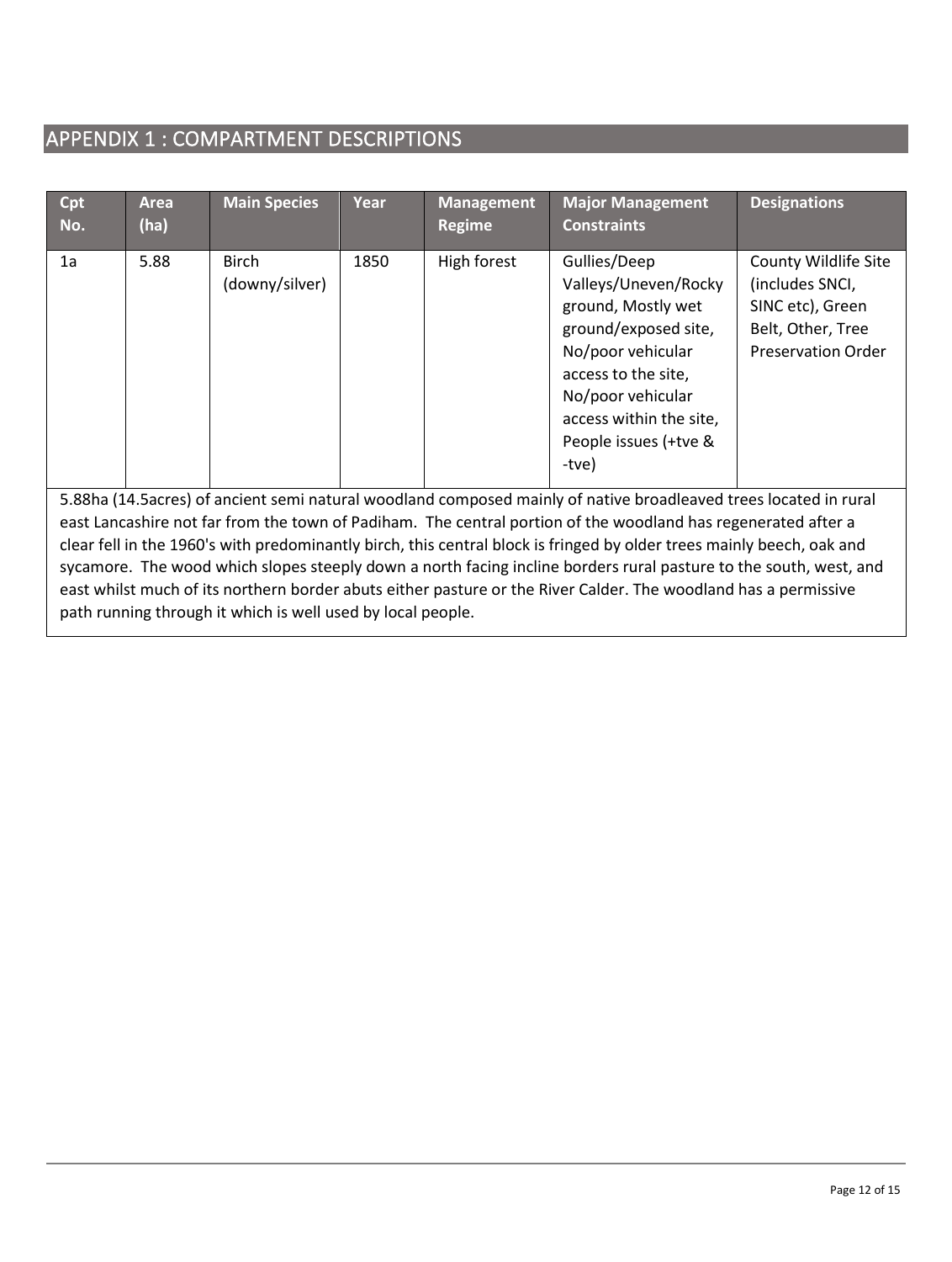## APPENDIX 1 : COMPARTMENT DESCRIPTIONS

| Cpt No. | Area (ha) | Main Species | Year | Management Regime | Major Management Constraints | Designations |
|---|---|---|---|---|---|---|
| 1a | 5.88 | Birch (downy/silver) | 1850 | High forest | Gullies/Deep Valleys/Uneven/Rocky ground, Mostly wet ground/exposed site, No/poor vehicular access to the site, No/poor vehicular access within the site, People issues (+tve & -tve) | County Wildlife Site (includes SNCI, SINC etc), Green Belt, Other, Tree Preservation Order |

5.88ha (14.5acres) of ancient semi natural woodland composed mainly of native broadleaved trees located in rural east Lancashire not far from the town of Padiham. The central portion of the woodland has regenerated after a clear fell in the 1960's with predominantly birch, this central block is fringed by older trees mainly beech, oak and sycamore. The wood which slopes steeply down a north facing incline borders rural pasture to the south, west, and east whilst much of its northern border abuts either pasture or the River Calder. The woodland has a permissive path running through it which is well used by local people.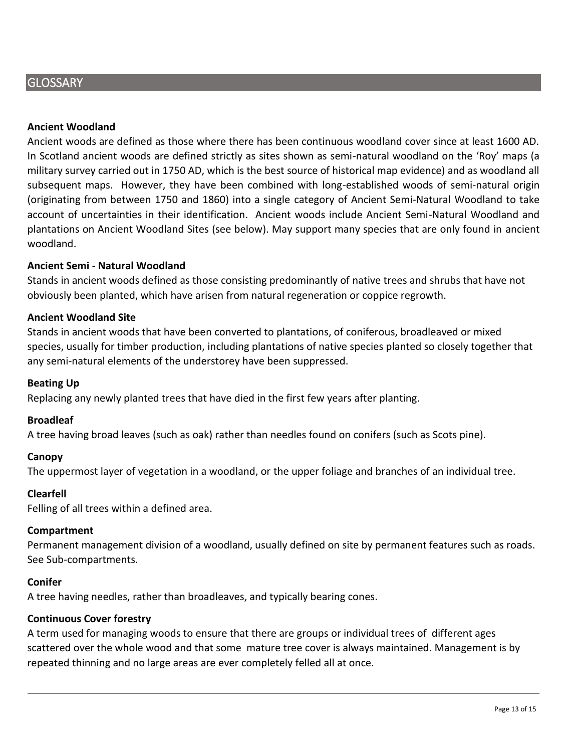## GLOSSARY

**Ancient Woodland**

Ancient woods are defined as those where there has been continuous woodland cover since at least 1600 AD. In Scotland ancient woods are defined strictly as sites shown as semi-natural woodland on the 'Roy' maps (a military survey carried out in 1750 AD, which is the best source of historical map evidence) and as woodland all subsequent maps. However, they have been combined with long-established woods of semi-natural origin (originating from between 1750 and 1860) into a single category of Ancient Semi-Natural Woodland to take account of uncertainties in their identification. Ancient woods include Ancient Semi-Natural Woodland and plantations on Ancient Woodland Sites (see below). May support many species that are only found in ancient woodland.

**Ancient Semi - Natural Woodland**

Stands in ancient woods defined as those consisting predominantly of native trees and shrubs that have not obviously been planted, which have arisen from natural regeneration or coppice regrowth.

**Ancient Woodland Site**

Stands in ancient woods that have been converted to plantations, of coniferous, broadleaved or mixed species, usually for timber production, including plantations of native species planted so closely together that any semi-natural elements of the understorey have been suppressed.

**Beating Up**

Replacing any newly planted trees that have died in the first few years after planting.

**Broadleaf**

A tree having broad leaves (such as oak) rather than needles found on conifers (such as Scots pine).

**Canopy**

The uppermost layer of vegetation in a woodland, or the upper foliage and branches of an individual tree.

**Clearfell**

Felling of all trees within a defined area.

**Compartment**

Permanent management division of a woodland, usually defined on site by permanent features such as roads. See Sub-compartments.

**Conifer**

A tree having needles, rather than broadleaves, and typically bearing cones.

**Continuous Cover forestry**

A term used for managing woods to ensure that there are groups or individual trees of different ages scattered over the whole wood and that some mature tree cover is always maintained. Management is by repeated thinning and no large areas are ever completely felled all at once.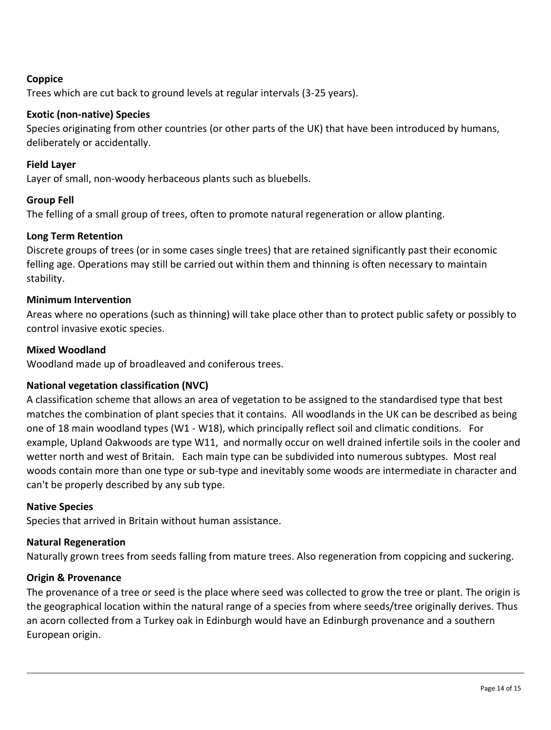**Coppice**

Trees which are cut back to ground levels at regular intervals (3-25 years).

**Exotic (non-native) Species**

Species originating from other countries (or other parts of the UK) that have been introduced by humans, deliberately or accidentally.

**Field Layer**

Layer of small, non-woody herbaceous plants such as bluebells.

**Group Fell**

The felling of a small group of trees, often to promote natural regeneration or allow planting.

**Long Term Retention**

Discrete groups of trees (or in some cases single trees) that are retained significantly past their economic felling age. Operations may still be carried out within them and thinning is often necessary to maintain stability.

**Minimum Intervention**

Areas where no operations (such as thinning) will take place other than to protect public safety or possibly to control invasive exotic species.

**Mixed Woodland**

Woodland made up of broadleaved and coniferous trees.

**National vegetation classification (NVC)**

A classification scheme that allows an area of vegetation to be assigned to the standardised type that best matches the combination of plant species that it contains. All woodlands in the UK can be described as being one of 18 main woodland types (W1 - W18), which principally reflect soil and climatic conditions. For example, Upland Oakwoods are type W11, and normally occur on well drained infertile soils in the cooler and wetter north and west of Britain. Each main type can be subdivided into numerous subtypes. Most real woods contain more than one type or sub-type and inevitably some woods are intermediate in character and can't be properly described by any sub type.

**Native Species**

Species that arrived in Britain without human assistance.

**Natural Regeneration**

Naturally grown trees from seeds falling from mature trees. Also regeneration from coppicing and suckering.

**Origin & Provenance**

The provenance of a tree or seed is the place where seed was collected to grow the tree or plant. The origin is the geographical location within the natural range of a species from where seeds/tree originally derives. Thus an acorn collected from a Turkey oak in Edinburgh would have an Edinburgh provenance and a southern European origin.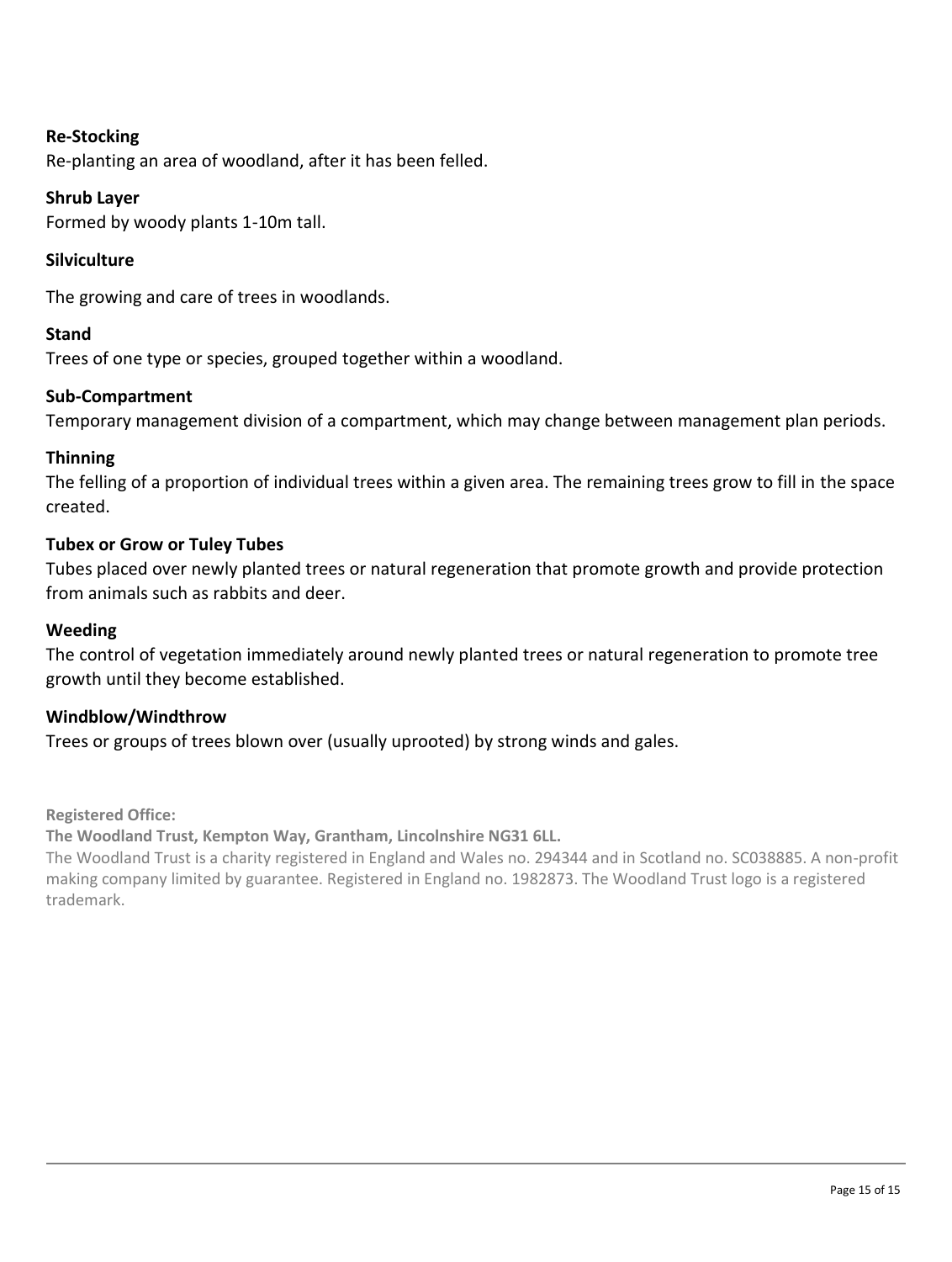**Re-Stocking**
Re-planting an area of woodland, after it has been felled.

**Shrub Layer**
Formed by woody plants 1-10m tall.

**Silviculture**

The growing and care of trees in woodlands.

**Stand**
Trees of one type or species, grouped together within a woodland.

**Sub-Compartment**
Temporary management division of a compartment, which may change between management plan periods.

**Thinning**
The felling of a proportion of individual trees within a given area. The remaining trees grow to fill in the space created.

**Tubex or Grow or Tuley Tubes**
Tubes placed over newly planted trees or natural regeneration that promote growth and provide protection from animals such as rabbits and deer.

**Weeding**
The control of vegetation immediately around newly planted trees or natural regeneration to promote tree growth until they become established.

**Windblow/Windthrow**
Trees or groups of trees blown over (usually uprooted) by strong winds and gales.

**Registered Office:**
**The Woodland Trust, Kempton Way, Grantham, Lincolnshire NG31 6LL.**
The Woodland Trust is a charity registered in England and Wales no. 294344 and in Scotland no. SC038885. A non-profit making company limited by guarantee. Registered in England no. 1982873. The Woodland Trust logo is a registered trademark.